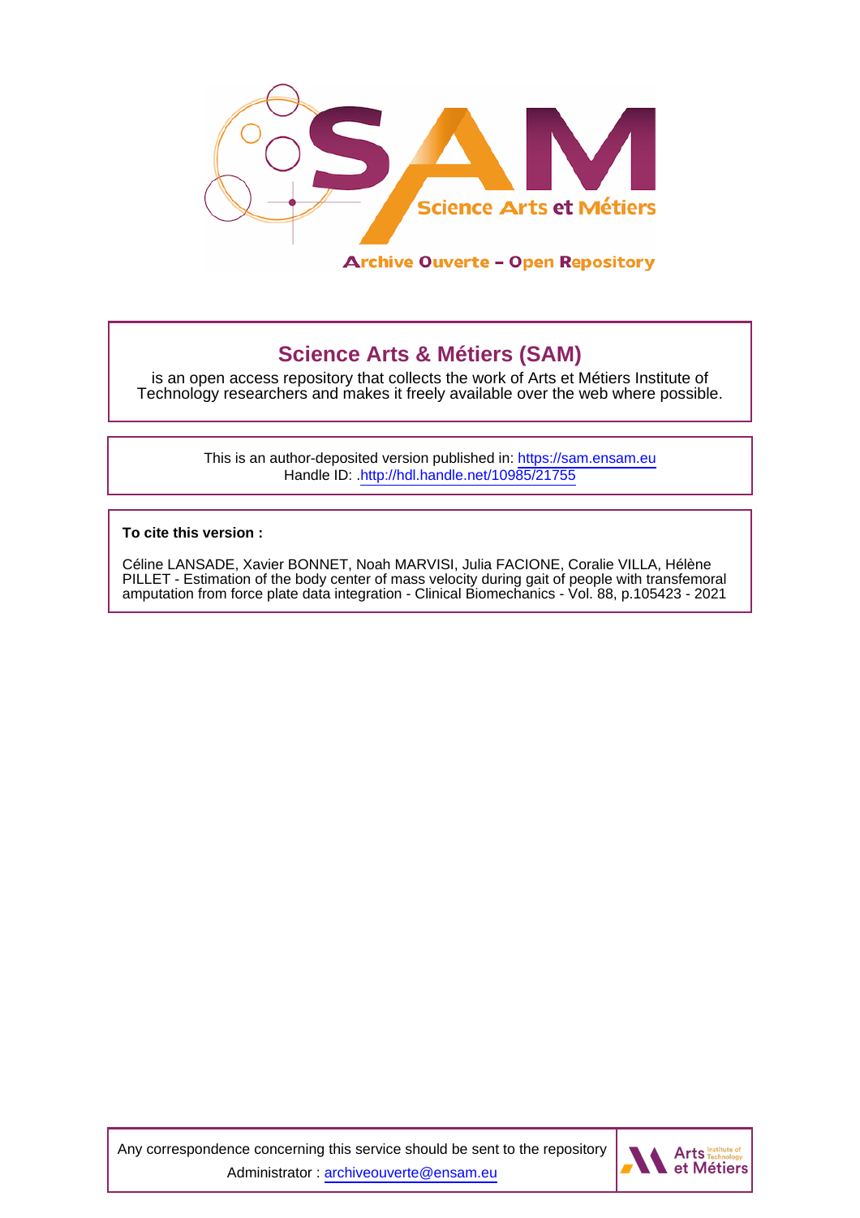Archive Ouverte – Open Repository

## Science Arts & Métiers (SAM)

is an open access repository that collects the work of Arts et Métiers Institute of Technology researchers and makes it freely available over the web where possible.

This is an author-deposited version published in: https://sam.ensam.eu
Handle ID: .http://hdl.handle.net/10985/21755

**To cite this version :**

Céline LANSADE, Xavier BONNET, Noah MARVISI, Julia FACIONE, Coralie VILLA, Hélène PILLET - Estimation of the body center of mass velocity during gait of people with transfemoral amputation from force plate data integration - Clinical Biomechanics - Vol. 88, p.105423 - 2021

Any correspondence concerning this service should be sent to the repository Administrator : archiveouverte@ensam.eu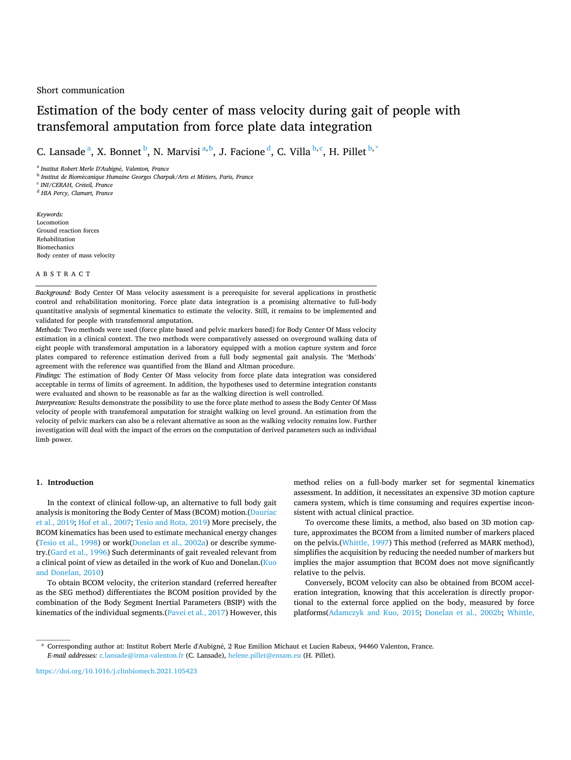Short communication

# Estimation of the body center of mass velocity during gait of people with transfemoral amputation from force plate data integration

C. Lansade [a], X. Bonnet [b], N. Marvisi [a,b], J. Facione [d], C. Villa [b,c], H. Pillet [b,*]

[a] *Institut Robert Merle D'Aubigné, Valenton, France*
[b] *Institut de Biomécanique Humaine Georges Charpak/Arts et Métiers, Paris, France*
[c] *INI/CERAH, Créteil, France*
[d] *HIA Percy, Clamart, France*

*Keywords:*
Locomotion
Ground reaction forces
Rehabilitation
Biomechanics
Body center of mass velocity

## ABSTRACT

*Background:* Body Center Of Mass velocity assessment is a prerequisite for several applications in prosthetic control and rehabilitation monitoring. Force plate data integration is a promising alternative to full-body quantitative analysis of segmental kinematics to estimate the velocity. Still, it remains to be implemented and validated for people with transfemoral amputation.

*Methods:* Two methods were used (force plate based and pelvic markers based) for Body Center Of Mass velocity estimation in a clinical context. The two methods were comparatively assessed on overground walking data of eight people with transfemoral amputation in a laboratory equipped with a motion capture system and force plates compared to reference estimation derived from a full body segmental gait analysis. The 'Methods' agreement with the reference was quantified from the Bland and Altman procedure.

*Findings:* The estimation of Body Center Of Mass velocity from force plate data integration was considered acceptable in terms of limits of agreement. In addition, the hypotheses used to determine integration constants were evaluated and shown to be reasonable as far as the walking direction is well controlled.

*Interpretation:* Results demonstrate the possibility to use the force plate method to assess the Body Center Of Mass velocity of people with transfemoral amputation for straight walking on level ground. An estimation from the velocity of pelvic markers can also be a relevant alternative as soon as the walking velocity remains low. Further investigation will deal with the impact of the errors on the computation of derived parameters such as individual limb power.

## 1. Introduction

In the context of clinical follow-up, an alternative to full body gait analysis is monitoring the Body Center of Mass (BCOM) motion.(Dauriac et al., 2019; Hof et al., 2007; Tesio and Rota, 2019) More precisely, the BCOM kinematics has been used to estimate mechanical energy changes (Tesio et al., 1998) or work(Donelan et al., 2002a) or describe symmetry.(Gard et al., 1996) Such determinants of gait revealed relevant from a clinical point of view as detailed in the work of Kuo and Donelan.(Kuo and Donelan, 2010)

To obtain BCOM velocity, the criterion standard (referred hereafter as the SEG method) differentiates the BCOM position provided by the combination of the Body Segment Inertial Parameters (BSIP) with the kinematics of the individual segments.(Pavei et al., 2017) However, this method relies on a full-body marker set for segmental kinematics assessment. In addition, it necessitates an expensive 3D motion capture camera system, which is time consuming and requires expertise inconsistent with actual clinical practice.

To overcome these limits, a method, also based on 3D motion capture, approximates the BCOM from a limited number of markers placed on the pelvis.(Whittle, 1997) This method (referred as MARK method), simplifies the acquisition by reducing the needed number of markers but implies the major assumption that BCOM does not move significantly relative to the pelvis.

Conversely, BCOM velocity can also be obtained from BCOM acceleration integration, knowing that this acceleration is directly proportional to the external force applied on the body, measured by force platforms(Adamczyk and Kuo, 2015; Donelan et al., 2002b; Whittle,

\* Corresponding author at: Institut Robert Merle d'Aubigné, 2 Rue Emilion Michaut et Lucien Rabeux, 94460 Valenton, France.
*E-mail addresses:* c.lansade@irma-valenton.fr (C. Lansade), helene.pillet@ensam.eu (H. Pillet).

https://doi.org/10.1016/j.clinbiomech.2021.105423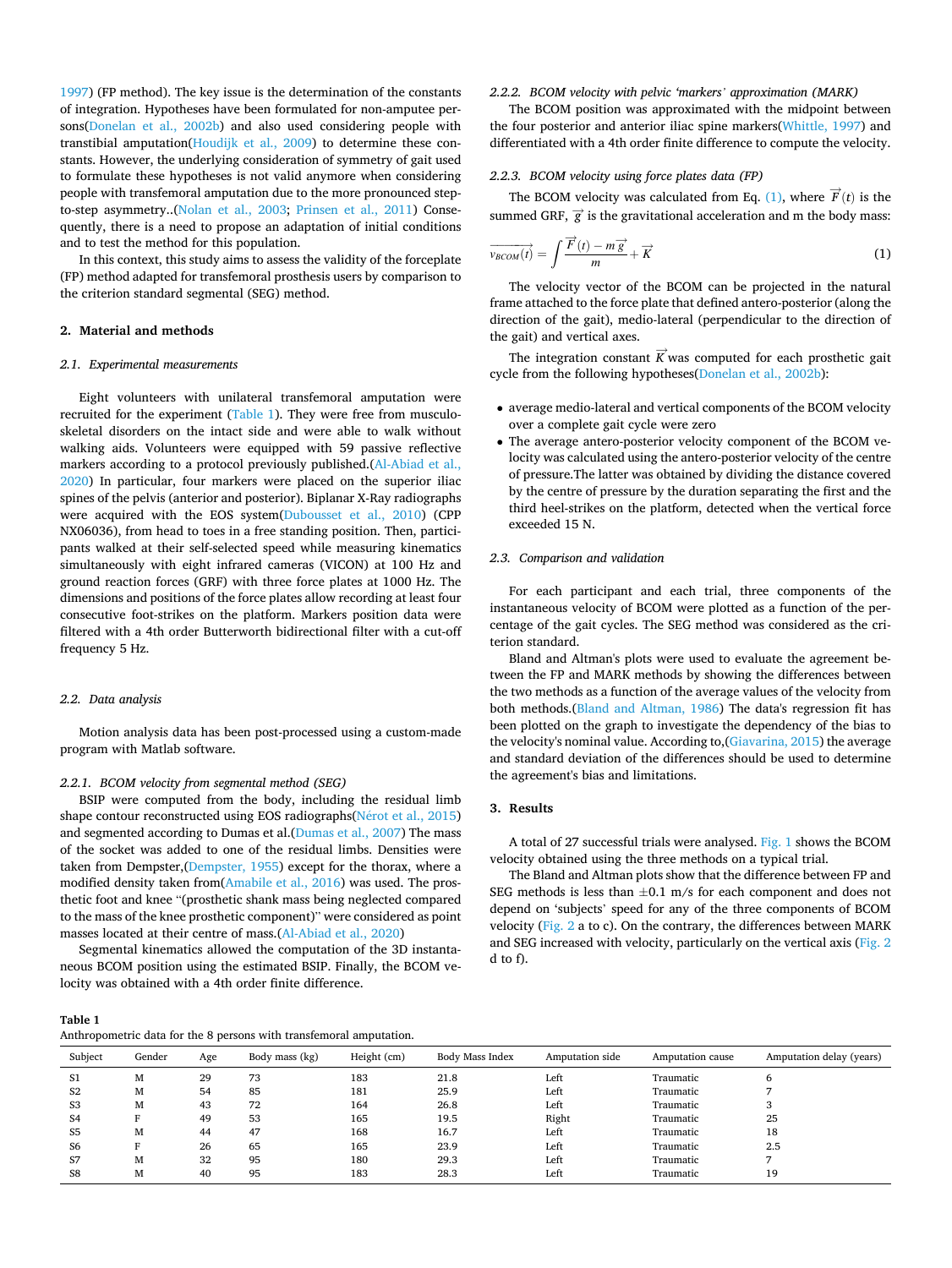1997) (FP method). The key issue is the determination of the constants of integration. Hypotheses have been formulated for non-amputee persons(Donelan et al., 2002b) and also used considering people with transtibial amputation(Houdijk et al., 2009) to determine these constants. However, the underlying consideration of symmetry of gait used to formulate these hypotheses is not valid anymore when considering people with transfemoral amputation due to the more pronounced step-to-step asymmetry..(Nolan et al., 2003; Prinsen et al., 2011) Consequently, there is a need to propose an adaptation of initial conditions and to test the method for this population.

In this context, this study aims to assess the validity of the forceplate (FP) method adapted for transfemoral prosthesis users by comparison to the criterion standard segmental (SEG) method.

## 2. Material and methods

### 2.1. Experimental measurements

Eight volunteers with unilateral transfemoral amputation were recruited for the experiment (Table 1). They were free from musculoskeletal disorders on the intact side and were able to walk without walking aids. Volunteers were equipped with 59 passive reflective markers according to a protocol previously published.(Al-Abiad et al., 2020) In particular, four markers were placed on the superior iliac spines of the pelvis (anterior and posterior). Biplanar X-Ray radiographs were acquired with the EOS system(Dubousset et al., 2010) (CPP NX06036), from head to toes in a free standing position. Then, participants walked at their self-selected speed while measuring kinematics simultaneously with eight infrared cameras (VICON) at 100 Hz and ground reaction forces (GRF) with three force plates at 1000 Hz. The dimensions and positions of the force plates allow recording at least four consecutive foot-strikes on the platform. Markers position data were filtered with a 4th order Butterworth bidirectional filter with a cut-off frequency 5 Hz.

### 2.2. Data analysis

Motion analysis data has been post-processed using a custom-made program with Matlab software.

#### 2.2.1. BCOM velocity from segmental method (SEG)

BSIP were computed from the body, including the residual limb shape contour reconstructed using EOS radiographs(Nérot et al., 2015) and segmented according to Dumas et al.(Dumas et al., 2007) The mass of the socket was added to one of the residual limbs. Densities were taken from Dempster,(Dempster, 1955) except for the thorax, where a modified density taken from(Amabile et al., 2016) was used. The prosthetic foot and knee "(prosthetic shank mass being neglected compared to the mass of the knee prosthetic component)" were considered as point masses located at their centre of mass.(Al-Abiad et al., 2020)

Segmental kinematics allowed the computation of the 3D instantaneous BCOM position using the estimated BSIP. Finally, the BCOM velocity was obtained with a 4th order finite difference.

#### 2.2.2. BCOM velocity with pelvic 'markers' approximation (MARK)

The BCOM position was approximated with the midpoint between the four posterior and anterior iliac spine markers(Whittle, 1997) and differentiated with a 4th order finite difference to compute the velocity.

#### 2.2.3. BCOM velocity using force plates data (FP)

The BCOM velocity was calculated from Eq. (1), where $\vec{F}(t)$ is the summed GRF, $\vec{g}$ is the gravitational acceleration and m the body mass:

$$\overrightarrow{v_{BCOM}(t)} = \int \frac{\vec{F}(t) - m\vec{g}}{m} + \vec{K} \tag{1}$$

The velocity vector of the BCOM can be projected in the natural frame attached to the force plate that defined antero-posterior (along the direction of the gait), medio-lateral (perpendicular to the direction of the gait) and vertical axes.

The integration constant $\vec{K}$ was computed for each prosthetic gait cycle from the following hypotheses(Donelan et al., 2002b):

- average medio-lateral and vertical components of the BCOM velocity over a complete gait cycle were zero
- The average antero-posterior velocity component of the BCOM velocity was calculated using the antero-posterior velocity of the centre of pressure.The latter was obtained by dividing the distance covered by the centre of pressure by the duration separating the first and the third heel-strikes on the platform, detected when the vertical force exceeded 15 N.

### 2.3. Comparison and validation

For each participant and each trial, three components of the instantaneous velocity of BCOM were plotted as a function of the percentage of the gait cycles. The SEG method was considered as the criterion standard.

Bland and Altman's plots were used to evaluate the agreement between the FP and MARK methods by showing the differences between the two methods as a function of the average values of the velocity from both methods.(Bland and Altman, 1986) The data's regression fit has been plotted on the graph to investigate the dependency of the bias to the velocity's nominal value. According to,(Giavarina, 2015) the average and standard deviation of the differences should be used to determine the agreement's bias and limitations.

## 3. Results

A total of 27 successful trials were analysed. Fig. 1 shows the BCOM velocity obtained using the three methods on a typical trial.

The Bland and Altman plots show that the difference between FP and SEG methods is less than ±0.1 m/s for each component and does not depend on 'subjects' speed for any of the three components of BCOM velocity (Fig. 2 a to c). On the contrary, the differences between MARK and SEG increased with velocity, particularly on the vertical axis (Fig. 2 d to f).

**Table 1**
Anthropometric data for the 8 persons with transfemoral amputation.

| Subject | Gender | Age | Body mass (kg) | Height (cm) | Body Mass Index | Amputation side | Amputation cause | Amputation delay (years) |
|---|---|---|---|---|---|---|---|---|
| S1 | M | 29 | 73 | 183 | 21.8 | Left | Traumatic | 6 |
| S2 | M | 54 | 85 | 181 | 25.9 | Left | Traumatic | 7 |
| S3 | M | 43 | 72 | 164 | 26.8 | Left | Traumatic | 3 |
| S4 | F | 49 | 53 | 165 | 19.5 | Right | Traumatic | 25 |
| S5 | M | 44 | 47 | 168 | 16.7 | Left | Traumatic | 18 |
| S6 | F | 26 | 65 | 165 | 23.9 | Left | Traumatic | 2.5 |
| S7 | M | 32 | 95 | 180 | 29.3 | Left | Traumatic | 7 |
| S8 | M | 40 | 95 | 183 | 28.3 | Left | Traumatic | 19 |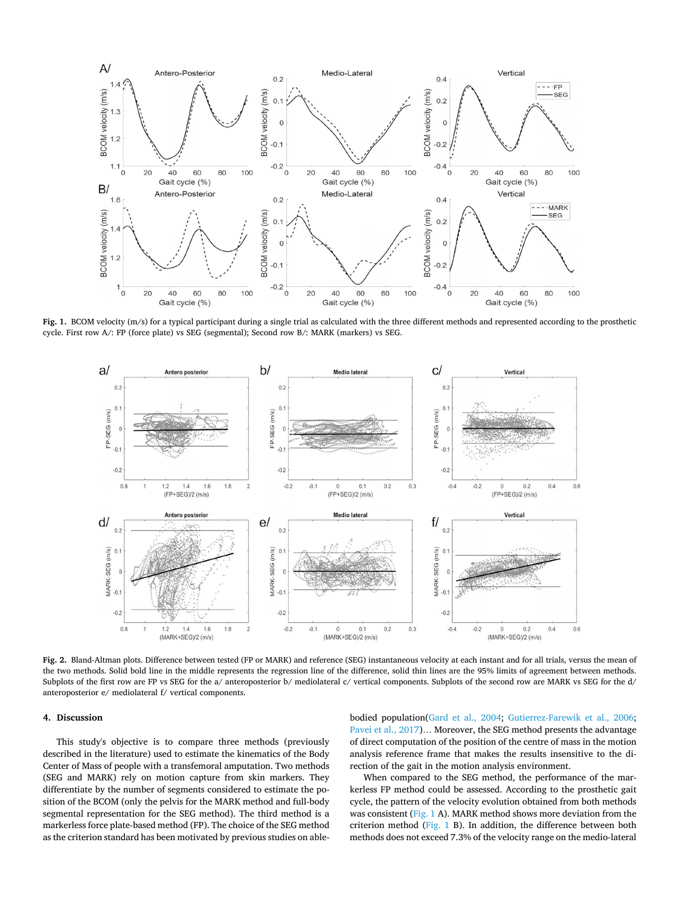**Fig. 1.** BCOM velocity (m/s) for a typical participant during a single trial as calculated with the three different methods and represented according to the prosthetic cycle. First row A/: FP (force plate) vs SEG (segmental); Second row B/: MARK (markers) vs SEG.

**Fig. 2.** Bland-Altman plots. Difference between tested (FP or MARK) and reference (SEG) instantaneous velocity at each instant and for all trials, versus the mean of the two methods. Solid bold line in the middle represents the regression line of the difference, solid thin lines are the 95% limits of agreement between methods. Subplots of the first row are FP vs SEG for the a/ anteroposterior b/ mediolateral c/ vertical components. Subplots of the second row are MARK vs SEG for the d/ anteroposterior e/ mediolateral f/ vertical components.

## 4. Discussion

This study's objective is to compare three methods (previously described in the literature) used to estimate the kinematics of the Body Center of Mass of people with a transfemoral amputation. Two methods (SEG and MARK) rely on motion capture from skin markers. They differentiate by the number of segments considered to estimate the position of the BCOM (only the pelvis for the MARK method and full-body segmental representation for the SEG method). The third method is a markerless force plate-based method (FP). The choice of the SEG method as the criterion standard has been motivated by previous studies on able-bodied population(Gard et al., 2004; Gutierrez-Farewik et al., 2006; Pavei et al., 2017)… Moreover, the SEG method presents the advantage of direct computation of the position of the centre of mass in the motion analysis reference frame that makes the results insensitive to the direction of the gait in the motion analysis environment.

When compared to the SEG method, the performance of the markerless FP method could be assessed. According to the prosthetic gait cycle, the pattern of the velocity evolution obtained from both methods was consistent (Fig. 1 A). MARK method shows more deviation from the criterion method (Fig. 1 B). In addition, the difference between both methods does not exceed 7.3% of the velocity range on the medio-lateral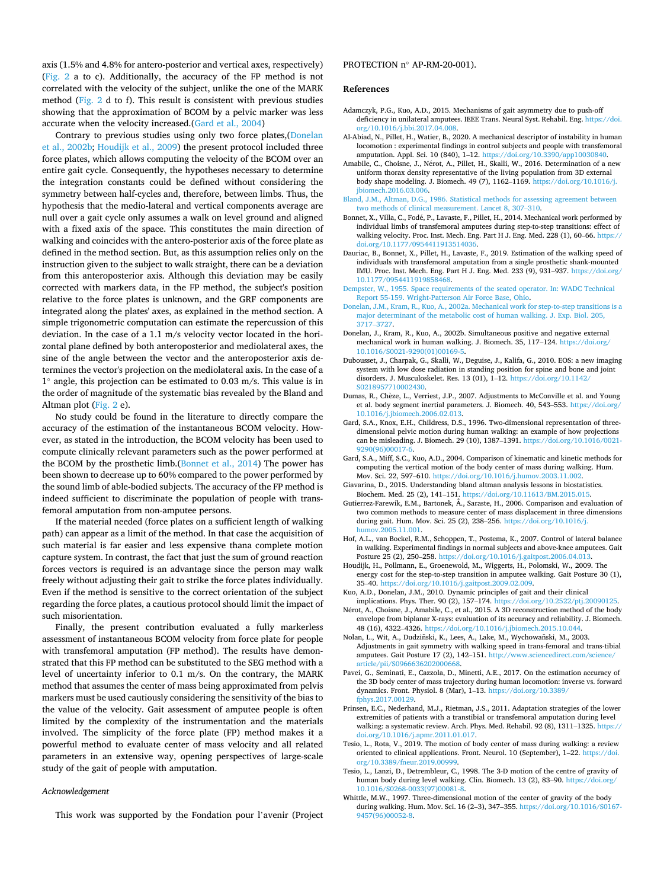axis (1.5% and 4.8% for antero-posterior and vertical axes, respectively) (Fig. 2 a to c). Additionally, the accuracy of the FP method is not correlated with the velocity of the subject, unlike the one of the MARK method (Fig. 2 d to f). This result is consistent with previous studies showing that the approximation of BCOM by a pelvic marker was less accurate when the velocity increased.(Gard et al., 2004)

Contrary to previous studies using only two force plates,(Donelan et al., 2002b; Houdijk et al., 2009) the present protocol included three force plates, which allows computing the velocity of the BCOM over an entire gait cycle. Consequently, the hypotheses necessary to determine the integration constants could be defined without considering the symmetry between half-cycles and, therefore, between limbs. Thus, the hypothesis that the medio-lateral and vertical components average are null over a gait cycle only assumes a walk on level ground and aligned with a fixed axis of the space. This constitutes the main direction of walking and coincides with the antero-posterior axis of the force plate as defined in the method section. But, as this assumption relies only on the instruction given to the subject to walk straight, there can be a deviation from this anteroposterior axis. Although this deviation may be easily corrected with markers data, in the FP method, the subject's position relative to the force plates is unknown, and the GRF components are integrated along the plates' axes, as explained in the method section. A simple trigonometric computation can estimate the repercussion of this deviation. In the case of a 1.1 m/s velocity vector located in the horizontal plane defined by both anteroposterior and mediolateral axes, the sine of the angle between the vector and the anteroposterior axis determines the vector's projection on the mediolateral axis. In the case of a 1° angle, this projection can be estimated to 0.03 m/s. This value is in the order of magnitude of the systematic bias revealed by the Bland and Altman plot (Fig. 2 e).

No study could be found in the literature to directly compare the accuracy of the estimation of the instantaneous BCOM velocity. However, as stated in the introduction, the BCOM velocity has been used to compute clinically relevant parameters such as the power performed at the BCOM by the prosthetic limb.(Bonnet et al., 2014) The power has been shown to decrease up to 60% compared to the power performed by the sound limb of able-bodied subjects. The accuracy of the FP method is indeed sufficient to discriminate the population of people with transfemoral amputation from non-amputee persons.

If the material needed (force plates on a sufficient length of walking path) can appear as a limit of the method. In that case the acquisition of such material is far easier and less expensive thana complete motion capture system. In contrast, the fact that just the sum of ground reaction forces vectors is required is an advantage since the person may walk freely without adjusting their gait to strike the force plates individually. Even if the method is sensitive to the correct orientation of the subject regarding the force plates, a cautious protocol should limit the impact of such misorientation.

Finally, the present contribution evaluated a fully markerless assessment of instantaneous BCOM velocity from force plate for people with transfemoral amputation (FP method). The results have demonstrated that this FP method can be substituted to the SEG method with a level of uncertainty inferior to 0.1 m/s. On the contrary, the MARK method that assumes the center of mass being approximated from pelvis markers must be used cautiously considering the sensitivity of the bias to the value of the velocity. Gait assessment of amputee people is often limited by the complexity of the instrumentation and the materials involved. The simplicity of the force plate (FP) method makes it a powerful method to evaluate center of mass velocity and all related parameters in an extensive way, opening perspectives of large-scale study of the gait of people with amputation.

### Acknowledgement

This work was supported by the Fondation pour l'avenir (Project PROTECTION n° AP-RM-20-001).

## References

Adamczyk, P.G., Kuo, A.D., 2015. Mechanisms of gait asymmetry due to push-off deficiency in unilateral amputees. IEEE Trans. Neural Syst. Rehabil. Eng. https://doi.org/10.1016/j.bbi.2017.04.008.

Al-Abiad, N., Pillet, H., Watier, B., 2020. A mechanical descriptor of instability in human locomotion : experimental findings in control subjects and people with transfemoral amputation. Appl. Sci. 10 (840), 1–12. https://doi.org/10.3390/app10030840.

Amabile, C., Choisne, J., Nérot, A., Pillet, H., Skalli, W., 2016. Determination of a new uniform thorax density representative of the living population from 3D external body shape modeling. J. Biomech. 49 (7), 1162–1169. https://doi.org/10.1016/j.jbiomech.2016.03.006.

Bland, J.M., Altman, D.G., 1986. Statistical methods for assessing agreement between two methods of clinical measurement. Lancet 8, 307–310.

Bonnet, X., Villa, C., Fodé, P., Lavaste, F., Pillet, H., 2014. Mechanical work performed by individual limbs of transfemoral amputees during step-to-step transitions: effect of walking velocity. Proc. Inst. Mech. Eng. Part H J. Eng. Med. 228 (1), 60–66. https://doi.org/10.1177/0954411913514036.

Dauriac, B., Bonnet, X., Pillet, H., Lavaste, F., 2019. Estimation of the walking speed of individuals with transfemoral amputation from a single prosthetic shank-mounted IMU. Proc. Inst. Mech. Eng. Part H J. Eng. Med. 233 (9), 931–937. https://doi.org/10.1177/0954411919858468.

Dempster, W., 1955. Space requirements of the seated operator. In: WADC Technical Report 55-159. Wright-Patterson Air Force Base, Ohio.

Donelan, J.M., Kram, R., Kuo, A., 2002a. Mechanical work for step-to-step transitions is a major determinant of the metabolic cost of human walking. J. Exp. Biol. 205, 3717–3727.

Donelan, J., Kram, R., Kuo, A., 2002b. Simultaneous positive and negative external mechanical work in human walking. J. Biomech. 35, 117–124. https://doi.org/10.1016/S0021-9290(01)00169-5.

Dubousset, J., Charpak, G., Skalli, W., Deguise, J., Kalifa, G., 2010. EOS: a new imaging system with low dose radiation in standing position for spine and bone and joint disorders. J. Musculoskelet. Res. 13 (01), 1–12. https://doi.org/10.1142/S0218957710002430.

Dumas, R., Chèze, L., Verriest, J.P., 2007. Adjustments to McConville et al. and Young et al. body segment inertial parameters. J. Biomech. 40, 543–553. https://doi.org/10.1016/j.jbiomech.2006.02.013.

Gard, S.A., Knox, E.H., Childress, D.S., 1996. Two-dimensional representation of three-dimensional pelvic motion during human walking: an example of how projections can be misleading. J. Biomech. 29 (10), 1387–1391. https://doi.org/10.1016/0021-9290(96)00017-6.

Gard, S.A., Miff, S.C., Kuo, A.D., 2004. Comparison of kinematic and kinetic methods for computing the vertical motion of the body center of mass during walking. Hum. Mov. Sci. 22, 597–610. https://doi.org/10.1016/j.humov.2003.11.002.

Giavarina, D., 2015. Understanding bland altman analysis lessons in biostatistics. Biochem. Med. 25 (2), 141–151. https://doi.org/10.11613/BM.2015.015.

Gutierrez-Farewik, E.M., Bartonek, Å., Saraste, H., 2006. Comparison and evaluation of two common methods to measure center of mass displacement in three dimensions during gait. Hum. Mov. Sci. 25 (2), 238–256. https://doi.org/10.1016/j.humov.2005.11.001.

Hof, A.L., van Bockel, R.M., Schoppen, T., Postema, K., 2007. Control of lateral balance in walking. Experimental findings in normal subjects and above-knee amputees. Gait Posture 25 (2), 250–258. https://doi.org/10.1016/j.gaitpost.2006.04.013.

Houdijk, H., Pollmann, E., Groenewold, M., Wiggerts, H., Polomski, W., 2009. The energy cost for the step-to-step transition in amputee walking. Gait Posture 30 (1), 35–40. https://doi.org/10.1016/j.gaitpost.2009.02.009.

Kuo, A.D., Donelan, J.M., 2010. Dynamic principles of gait and their clinical implications. Phys. Ther. 90 (2), 157–174. https://doi.org/10.2522/ptj.20090125.

Nérot, A., Choisne, J., Amabile, C., et al., 2015. A 3D reconstruction method of the body envelope from biplanar X-rays: evaluation of its accuracy and reliability. J. Biomech. 48 (16), 4322–4326. https://doi.org/10.1016/j.jbiomech.2015.10.044.

Nolan, L., Wit, A., Dudziński, K., Lees, A., Lake, M., Wychowański, M., 2003. Adjustments in gait symmetry with walking speed in trans-femoral and trans-tibial amputees. Gait Posture 17 (2), 142–151. http://www.sciencedirect.com/science/article/pii/S0966636202000668.

Pavei, G., Seminati, E., Cazzola, D., Minetti, A.E., 2017. On the estimation accuracy of the 3D body center of mass trajectory during human locomotion: inverse vs. forward dynamics. Front. Physiol. 8 (Mar), 1–13. https://doi.org/10.3389/fphys.2017.00129.

Prinsen, E.C., Nederhand, M.J., Rietman, J.S., 2011. Adaptation strategies of the lower extremities of patients with a transtibial or transfemoral amputation during level walking: a systematic review. Arch. Phys. Med. Rehabil. 92 (8), 1311–1325. https://doi.org/10.1016/j.apmr.2011.01.017.

Tesio, L., Rota, V., 2019. The motion of body center of mass during walking: a review oriented to clinical applications. Front. Neurol. 10 (September), 1–22. https://doi.org/10.3389/fneur.2019.00999.

Tesio, L., Lanzi, D., Detrembleur, C., 1998. The 3-D motion of the centre of gravity of human body during level walking. Clin. Biomech. 13 (2), 83–90. https://doi.org/10.1016/S0268-0033(97)00081-8.

Whittle, M.W., 1997. Three-dimensional motion of the center of gravity of the body during walking. Hum. Mov. Sci. 16 (2–3), 347–355. https://doi.org/10.1016/S0167-9457(96)00052-8.